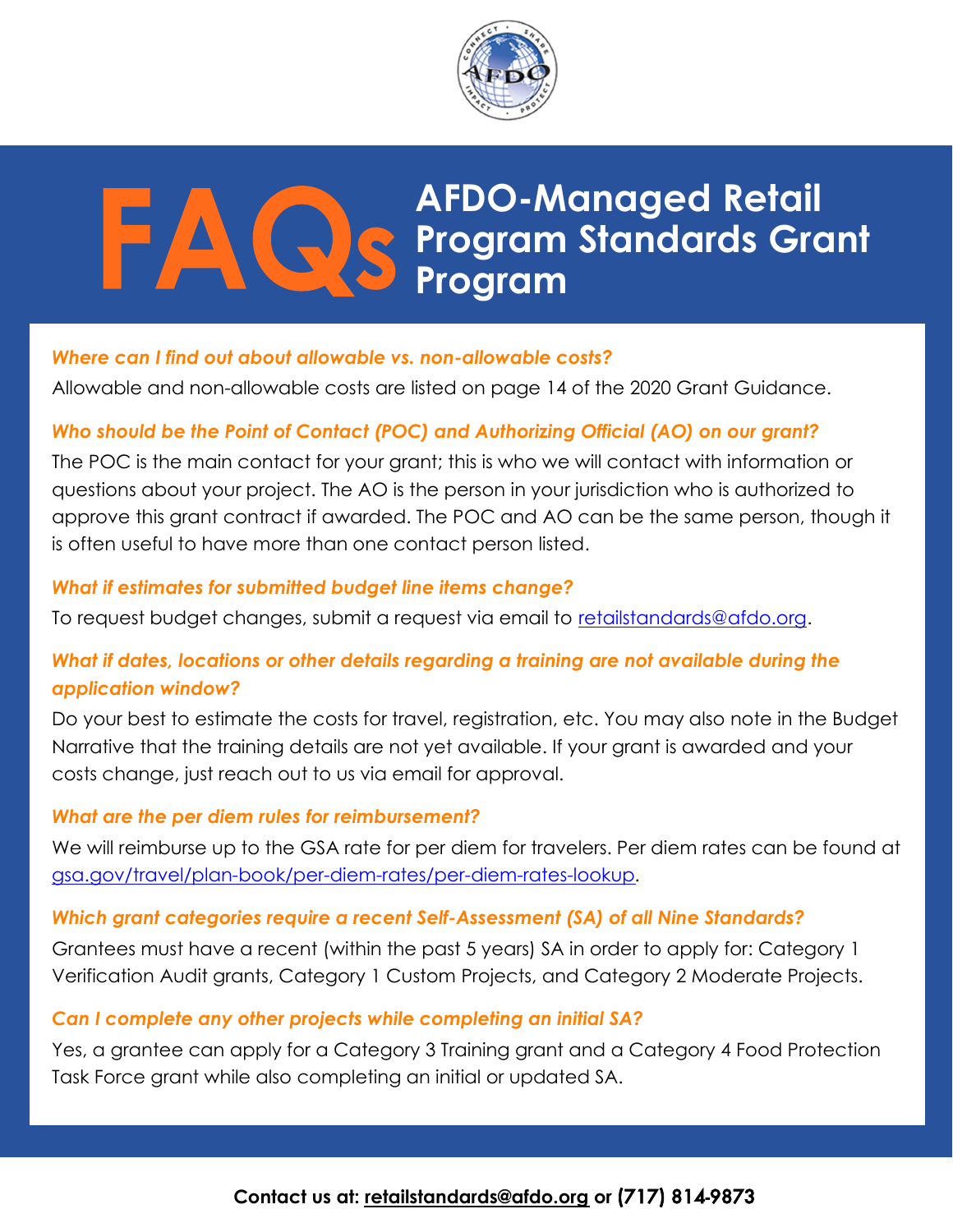# FAQs AFDO-Managed Retail Program Standards Grant Program

***Where can I find out about allowable vs. non-allowable costs?***

Allowable and non-allowable costs are listed on page 14 of the 2020 Grant Guidance.

***Who should be the Point of Contact (POC) and Authorizing Official (AO) on our grant?***

The POC is the main contact for your grant; this is who we will contact with information or questions about your project. The AO is the person in your jurisdiction who is authorized to approve this grant contract if awarded. The POC and AO can be the same person, though it is often useful to have more than one contact person listed.

***What if estimates for submitted budget line items change?***

To request budget changes, submit a request via email to retailstandards@afdo.org.

***What if dates, locations or other details regarding a training are not available during the application window?***

Do your best to estimate the costs for travel, registration, etc. You may also note in the Budget Narrative that the training details are not yet available. If your grant is awarded and your costs change, just reach out to us via email for approval.

***What are the per diem rules for reimbursement?***

We will reimburse up to the GSA rate for per diem for travelers. Per diem rates can be found at gsa.gov/travel/plan-book/per-diem-rates/per-diem-rates-lookup.

***Which grant categories require a recent Self-Assessment (SA) of all Nine Standards?***

Grantees must have a recent (within the past 5 years) SA in order to apply for: Category 1 Verification Audit grants, Category 1 Custom Projects, and Category 2 Moderate Projects.

***Can I complete any other projects while completing an initial SA?***

Yes, a grantee can apply for a Category 3 Training grant and a Category 4 Food Protection Task Force grant while also completing an initial or updated SA.

**Contact us at: retailstandards@afdo.org or (717) 814-9873**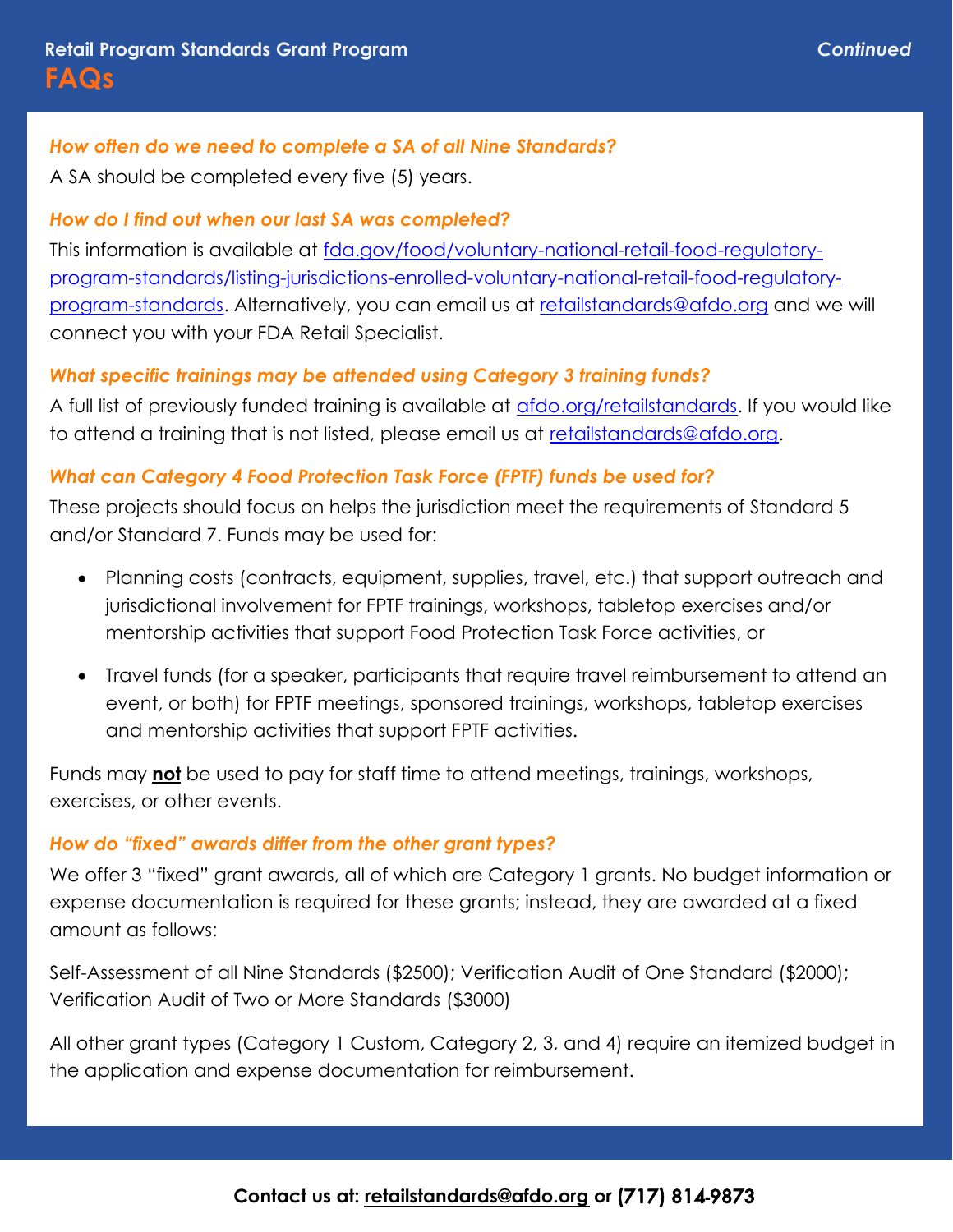Retail Program Standards Grant Program

# FAQs

Continued

***How often do we need to complete a SA of all Nine Standards?***

A SA should be completed every five (5) years.

***How do I find out when our last SA was completed?***

This information is available at fda.gov/food/voluntary-national-retail-food-regulatory-program-standards/listing-jurisdictions-enrolled-voluntary-national-retail-food-regulatory-program-standards. Alternatively, you can email us at retailstandards@afdo.org and we will connect you with your FDA Retail Specialist.

***What specific trainings may be attended using Category 3 training funds?***

A full list of previously funded training is available at afdo.org/retailstandards. If you would like to attend a training that is not listed, please email us at retailstandards@afdo.org.

***What can Category 4 Food Protection Task Force (FPTF) funds be used for?***

These projects should focus on helps the jurisdiction meet the requirements of Standard 5 and/or Standard 7. Funds may be used for:

- Planning costs (contracts, equipment, supplies, travel, etc.) that support outreach and jurisdictional involvement for FPTF trainings, workshops, tabletop exercises and/or mentorship activities that support Food Protection Task Force activities, or
- Travel funds (for a speaker, participants that require travel reimbursement to attend an event, or both) for FPTF meetings, sponsored trainings, workshops, tabletop exercises and mentorship activities that support FPTF activities.

Funds may **not** be used to pay for staff time to attend meetings, trainings, workshops, exercises, or other events.

***How do "fixed" awards differ from the other grant types?***

We offer 3 "fixed" grant awards, all of which are Category 1 grants. No budget information or expense documentation is required for these grants; instead, they are awarded at a fixed amount as follows:

Self-Assessment of all Nine Standards ($2500); Verification Audit of One Standard ($2000); Verification Audit of Two or More Standards ($3000)

All other grant types (Category 1 Custom, Category 2, 3, and 4) require an itemized budget in the application and expense documentation for reimbursement.

**Contact us at: retailstandards@afdo.org or (717) 814-9873**